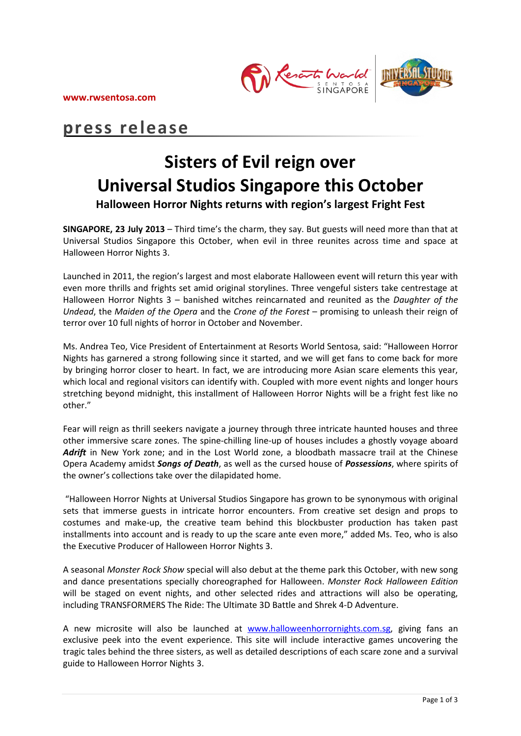www.rwsentosa.com

**press release**

# Sisters of Evil reign over Universal Studios Singapore this October

### Halloween Horror Nights returns with region's largest Fright Fest

**SINGAPORE, 23 July 2013** – Third time's the charm, they say. But guests will need more than that at Universal Studios Singapore this October, when evil in three reunites across time and space at Halloween Horror Nights 3.

Launched in 2011, the region's largest and most elaborate Halloween event will return this year with even more thrills and frights set amid original storylines. Three vengeful sisters take centrestage at Halloween Horror Nights 3 – banished witches reincarnated and reunited as the *Daughter of the Undead*, the *Maiden of the Opera* and the *Crone of the Forest* – promising to unleash their reign of terror over 10 full nights of horror in October and November.

Ms. Andrea Teo, Vice President of Entertainment at Resorts World Sentosa, said: "Halloween Horror Nights has garnered a strong following since it started, and we will get fans to come back for more by bringing horror closer to heart. In fact, we are introducing more Asian scare elements this year, which local and regional visitors can identify with. Coupled with more event nights and longer hours stretching beyond midnight, this installment of Halloween Horror Nights will be a fright fest like no other."

Fear will reign as thrill seekers navigate a journey through three intricate haunted houses and three other immersive scare zones. The spine-chilling line-up of houses includes a ghostly voyage aboard ***Adrift*** in New York zone; and in the Lost World zone, a bloodbath massacre trail at the Chinese Opera Academy amidst ***Songs of Death***, as well as the cursed house of ***Possessions***, where spirits of the owner's collections take over the dilapidated home.

"Halloween Horror Nights at Universal Studios Singapore has grown to be synonymous with original sets that immerse guests in intricate horror encounters. From creative set design and props to costumes and make-up, the creative team behind this blockbuster production has taken past installments into account and is ready to up the scare ante even more," added Ms. Teo, who is also the Executive Producer of Halloween Horror Nights 3.

A seasonal *Monster Rock Show* special will also debut at the theme park this October, with new song and dance presentations specially choreographed for Halloween. *Monster Rock Halloween Edition* will be staged on event nights, and other selected rides and attractions will also be operating, including TRANSFORMERS The Ride: The Ultimate 3D Battle and Shrek 4-D Adventure.

A new microsite will also be launched at www.halloweenhorrornights.com.sg, giving fans an exclusive peek into the event experience. This site will include interactive games uncovering the tragic tales behind the three sisters, as well as detailed descriptions of each scare zone and a survival guide to Halloween Horror Nights 3.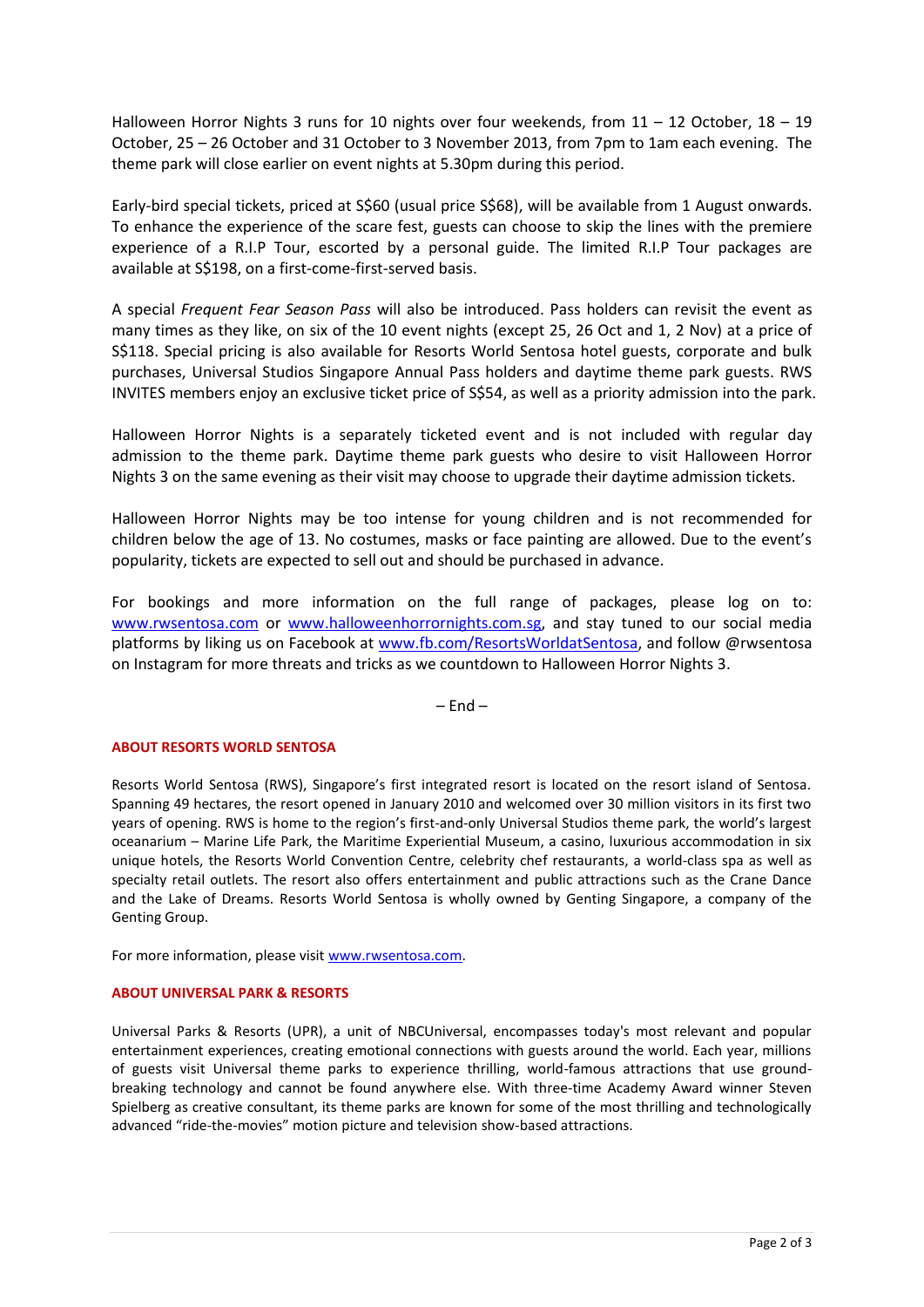Halloween Horror Nights 3 runs for 10 nights over four weekends, from 11 – 12 October, 18 – 19 October, 25 – 26 October and 31 October to 3 November 2013, from 7pm to 1am each evening. The theme park will close earlier on event nights at 5.30pm during this period.

Early-bird special tickets, priced at S$60 (usual price S$68), will be available from 1 August onwards. To enhance the experience of the scare fest, guests can choose to skip the lines with the premiere experience of a R.I.P Tour, escorted by a personal guide. The limited R.I.P Tour packages are available at S$198, on a first-come-first-served basis.

A special *Frequent Fear Season Pass* will also be introduced. Pass holders can revisit the event as many times as they like, on six of the 10 event nights (except 25, 26 Oct and 1, 2 Nov) at a price of S$118. Special pricing is also available for Resorts World Sentosa hotel guests, corporate and bulk purchases, Universal Studios Singapore Annual Pass holders and daytime theme park guests. RWS INVITES members enjoy an exclusive ticket price of S$54, as well as a priority admission into the park.

Halloween Horror Nights is a separately ticketed event and is not included with regular day admission to the theme park. Daytime theme park guests who desire to visit Halloween Horror Nights 3 on the same evening as their visit may choose to upgrade their daytime admission tickets.

Halloween Horror Nights may be too intense for young children and is not recommended for children below the age of 13. No costumes, masks or face painting are allowed. Due to the event's popularity, tickets are expected to sell out and should be purchased in advance.

For bookings and more information on the full range of packages, please log on to: [www.rwsentosa.com](www.rwsentosa.com) or [www.halloweenhorrornights.com.sg](www.halloweenhorrornights.com.sg), and stay tuned to our social media platforms by liking us on Facebook at [www.fb.com/ResortsWorldatSentosa](www.fb.com/ResortsWorldatSentosa), and follow @rwsentosa on Instagram for more threats and tricks as we countdown to Halloween Horror Nights 3.

– End –

## ABOUT RESORTS WORLD SENTOSA

Resorts World Sentosa (RWS), Singapore's first integrated resort is located on the resort island of Sentosa. Spanning 49 hectares, the resort opened in January 2010 and welcomed over 30 million visitors in its first two years of opening. RWS is home to the region's first-and-only Universal Studios theme park, the world's largest oceanarium – Marine Life Park, the Maritime Experiential Museum, a casino, luxurious accommodation in six unique hotels, the Resorts World Convention Centre, celebrity chef restaurants, a world-class spa as well as specialty retail outlets. The resort also offers entertainment and public attractions such as the Crane Dance and the Lake of Dreams. Resorts World Sentosa is wholly owned by Genting Singapore, a company of the Genting Group.

For more information, please visit [www.rwsentosa.com](www.rwsentosa.com).

## ABOUT UNIVERSAL PARK & RESORTS

Universal Parks & Resorts (UPR), a unit of NBCUniversal, encompasses today's most relevant and popular entertainment experiences, creating emotional connections with guests around the world. Each year, millions of guests visit Universal theme parks to experience thrilling, world-famous attractions that use ground-breaking technology and cannot be found anywhere else. With three-time Academy Award winner Steven Spielberg as creative consultant, its theme parks are known for some of the most thrilling and technologically advanced "ride-the-movies" motion picture and television show-based attractions.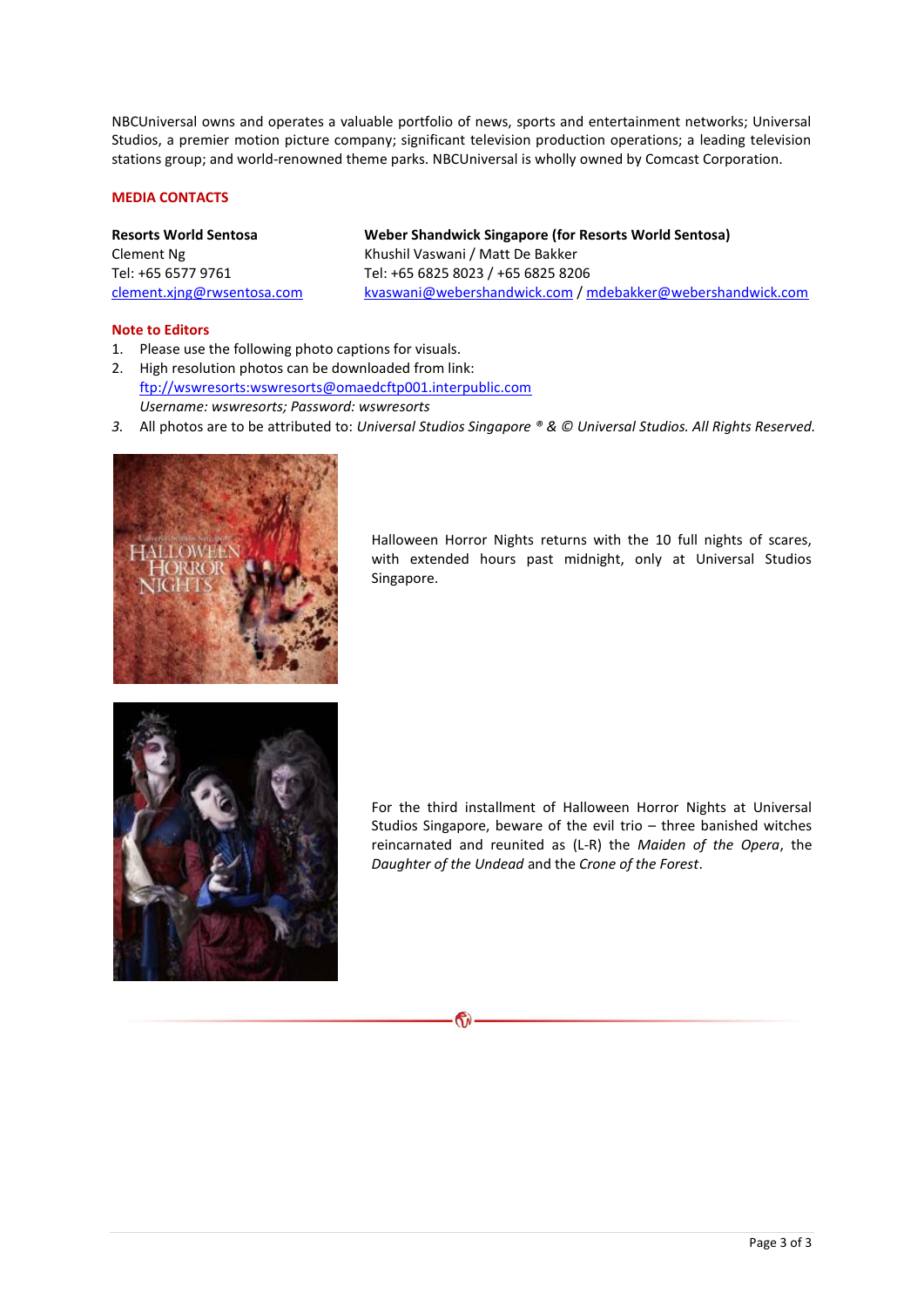NBCUniversal owns and operates a valuable portfolio of news, sports and entertainment networks; Universal Studios, a premier motion picture company; significant television production operations; a leading television stations group; and world-renowned theme parks. NBCUniversal is wholly owned by Comcast Corporation.

**MEDIA CONTACTS**

| | |
|---|---|
| **Resorts World Sentosa** | **Weber Shandwick Singapore (for Resorts World Sentosa)** |
| Clement Ng | Khushil Vaswani / Matt De Bakker |
| Tel: +65 6577 9761 | Tel: +65 6825 8023 / +65 6825 8206 |
| clement.xjng@rwsentosa.com | kvaswani@webershandwick.com / mdebakker@webershandwick.com |

**Note to Editors**

1. Please use the following photo captions for visuals.
2. High resolution photos can be downloaded from link: ftp://wswresorts:wswresorts@omaedcftp001.interpublic.com
   *Username: wswresorts; Password: wswresorts*
3. All photos are to be attributed to: *Universal Studios Singapore ® & © Universal Studios. All Rights Reserved.*

Halloween Horror Nights returns with the 10 full nights of scares, with extended hours past midnight, only at Universal Studios Singapore.

For the third installment of Halloween Horror Nights at Universal Studios Singapore, beware of the evil trio – three banished witches reincarnated and reunited as (L-R) the *Maiden of the Opera*, the *Daughter of the Undead* and the *Crone of the Forest*.